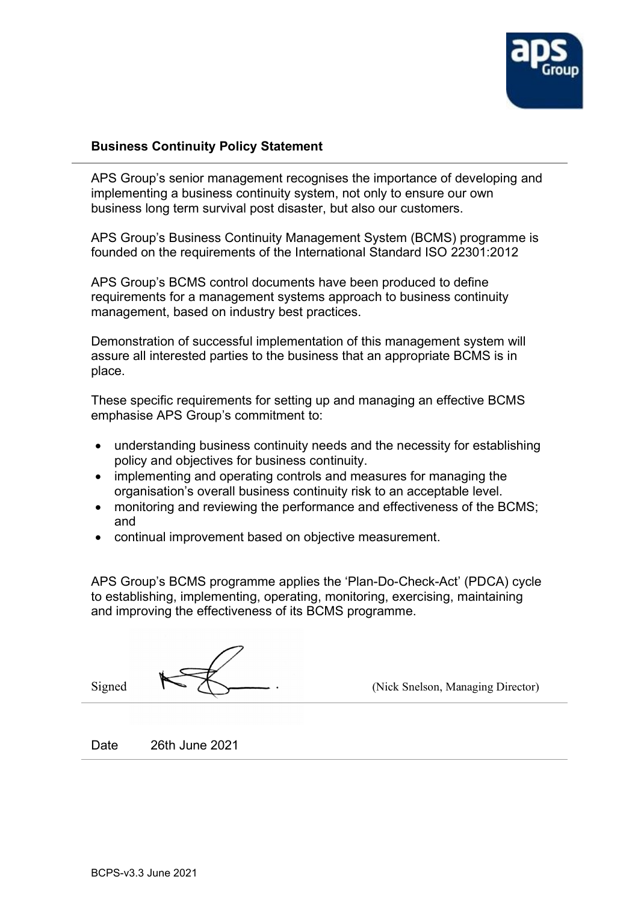## Business Continuity Policy Statement

APS Group's senior management recognises the importance of developing and implementing a business continuity system, not only to ensure our own business long term survival post disaster, but also our customers.

APS Group's Business Continuity Management System (BCMS) programme is founded on the requirements of the International Standard ISO 22301:2012

APS Group's BCMS control documents have been produced to define requirements for a management systems approach to business continuity management, based on industry best practices.

Demonstration of successful implementation of this management system will assure all interested parties to the business that an appropriate BCMS is in place.

These specific requirements for setting up and managing an effective BCMS emphasise APS Group's commitment to:

- understanding business continuity needs and the necessity for establishing policy and objectives for business continuity.
- implementing and operating controls and measures for managing the organisation's overall business continuity risk to an acceptable level.
- monitoring and reviewing the performance and effectiveness of the BCMS; and
- continual improvement based on objective measurement.

APS Group's BCMS programme applies the 'Plan-Do-Check-Act' (PDCA) cycle to establishing, implementing, operating, monitoring, exercising, maintaining and improving the effectiveness of its BCMS programme.

Signed (Nick Snelson, Managing Director)

Date 26th June 2021

BCPS-v3.3 June 2021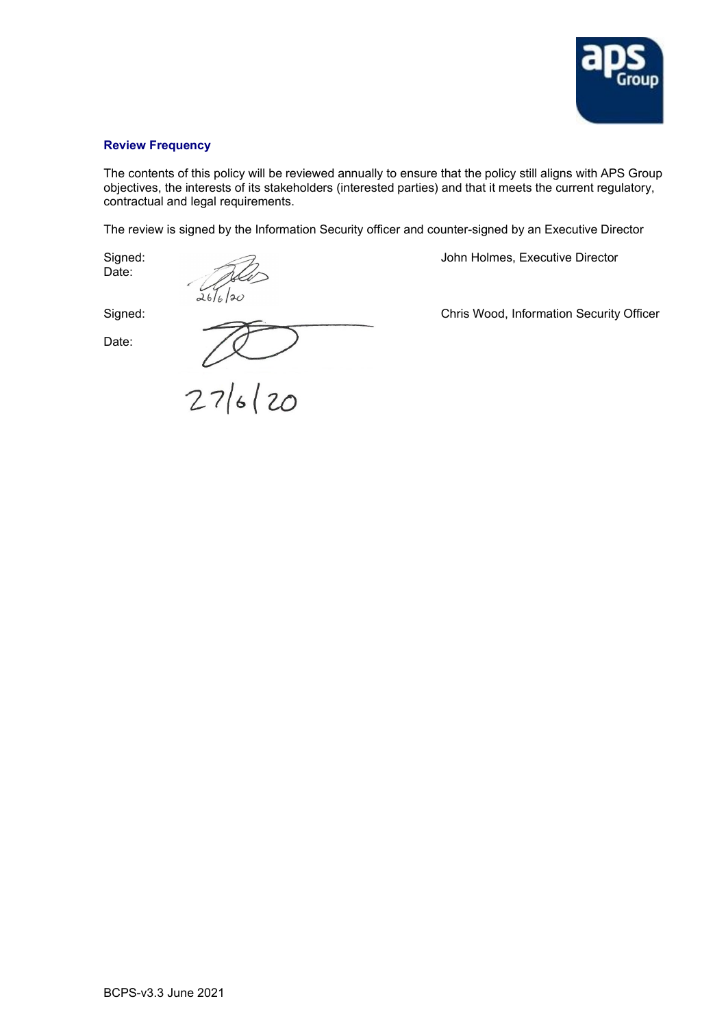### Review Frequency

The contents of this policy will be reviewed annually to ensure that the policy still aligns with APS Group objectives, the interests of its stakeholders (interested parties) and that it meets the current regulatory, contractual and legal requirements.

The review is signed by the Information Security officer and counter-signed by an Executive Director

Signed: John Holmes, Executive Director
Date: 26/6/20

Signed: Chris Wood, Information Security Officer

Date: 27/6/20

BCPS-v3.3 June 2021